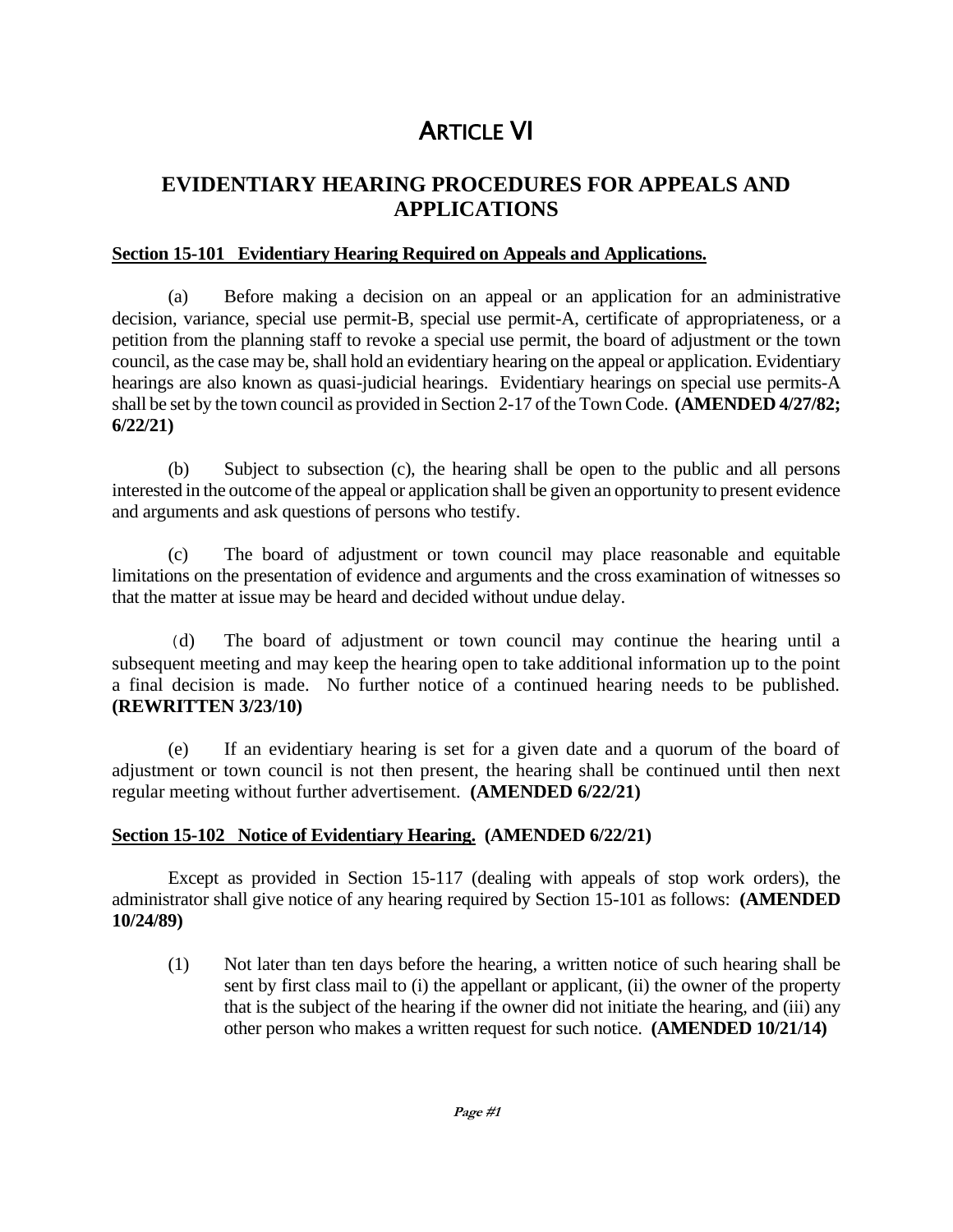# ARTICLE VI

## EVIDENTIARY HEARING PROCEDURES FOR APPEALS AND APPLICATIONS

**Section 15-101 Evidentiary Hearing Required on Appeals and Applications.**

(a) Before making a decision on an appeal or an application for an administrative decision, variance, special use permit-B, special use permit-A, certificate of appropriateness, or a petition from the planning staff to revoke a special use permit, the board of adjustment or the town council, as the case may be, shall hold an evidentiary hearing on the appeal or application. Evidentiary hearings are also known as quasi-judicial hearings. Evidentiary hearings on special use permits-A shall be set by the town council as provided in Section 2-17 of the Town Code. **(AMENDED 4/27/82; 6/22/21)**

(b) Subject to subsection (c), the hearing shall be open to the public and all persons interested in the outcome of the appeal or application shall be given an opportunity to present evidence and arguments and ask questions of persons who testify.

(c) The board of adjustment or town council may place reasonable and equitable limitations on the presentation of evidence and arguments and the cross examination of witnesses so that the matter at issue may be heard and decided without undue delay.

(d) The board of adjustment or town council may continue the hearing until a subsequent meeting and may keep the hearing open to take additional information up to the point a final decision is made. No further notice of a continued hearing needs to be published. **(REWRITTEN 3/23/10)**

(e) If an evidentiary hearing is set for a given date and a quorum of the board of adjustment or town council is not then present, the hearing shall be continued until then next regular meeting without further advertisement. **(AMENDED 6/22/21)**

**Section 15-102 Notice of Evidentiary Hearing. (AMENDED 6/22/21)**

Except as provided in Section 15-117 (dealing with appeals of stop work orders), the administrator shall give notice of any hearing required by Section 15-101 as follows: **(AMENDED 10/24/89)**

(1) Not later than ten days before the hearing, a written notice of such hearing shall be sent by first class mail to (i) the appellant or applicant, (ii) the owner of the property that is the subject of the hearing if the owner did not initiate the hearing, and (iii) any other person who makes a written request for such notice. **(AMENDED 10/21/14)**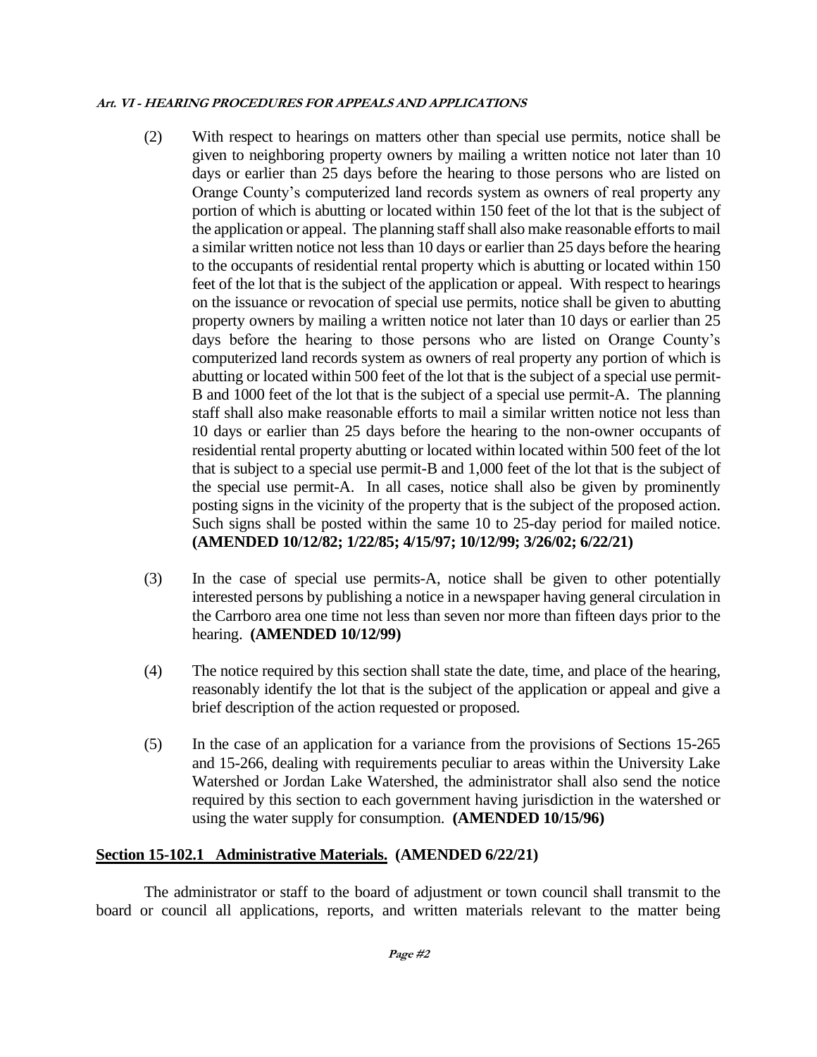(2) With respect to hearings on matters other than special use permits, notice shall be given to neighboring property owners by mailing a written notice not later than 10 days or earlier than 25 days before the hearing to those persons who are listed on Orange County's computerized land records system as owners of real property any portion of which is abutting or located within 150 feet of the lot that is the subject of the application or appeal. The planning staff shall also make reasonable efforts to mail a similar written notice not less than 10 days or earlier than 25 days before the hearing to the occupants of residential rental property which is abutting or located within 150 feet of the lot that is the subject of the application or appeal. With respect to hearings on the issuance or revocation of special use permits, notice shall be given to abutting property owners by mailing a written notice not later than 10 days or earlier than 25 days before the hearing to those persons who are listed on Orange County's computerized land records system as owners of real property any portion of which is abutting or located within 500 feet of the lot that is the subject of a special use permit-B and 1000 feet of the lot that is the subject of a special use permit-A. The planning staff shall also make reasonable efforts to mail a similar written notice not less than 10 days or earlier than 25 days before the hearing to the non-owner occupants of residential rental property abutting or located within located within 500 feet of the lot that is subject to a special use permit-B and 1,000 feet of the lot that is the subject of the special use permit-A. In all cases, notice shall also be given by prominently posting signs in the vicinity of the property that is the subject of the proposed action. Such signs shall be posted within the same 10 to 25-day period for mailed notice. **(AMENDED 10/12/82; 1/22/85; 4/15/97; 10/12/99; 3/26/02; 6/22/21)**

(3) In the case of special use permits-A, notice shall be given to other potentially interested persons by publishing a notice in a newspaper having general circulation in the Carrboro area one time not less than seven nor more than fifteen days prior to the hearing. **(AMENDED 10/12/99)**

(4) The notice required by this section shall state the date, time, and place of the hearing, reasonably identify the lot that is the subject of the application or appeal and give a brief description of the action requested or proposed.

(5) In the case of an application for a variance from the provisions of Sections 15-265 and 15-266, dealing with requirements peculiar to areas within the University Lake Watershed or Jordan Lake Watershed, the administrator shall also send the notice required by this section to each government having jurisdiction in the watershed or using the water supply for consumption. **(AMENDED 10/15/96)**

## Section 15-102.1 Administrative Materials. (AMENDED 6/22/21)

The administrator or staff to the board of adjustment or town council shall transmit to the board or council all applications, reports, and written materials relevant to the matter being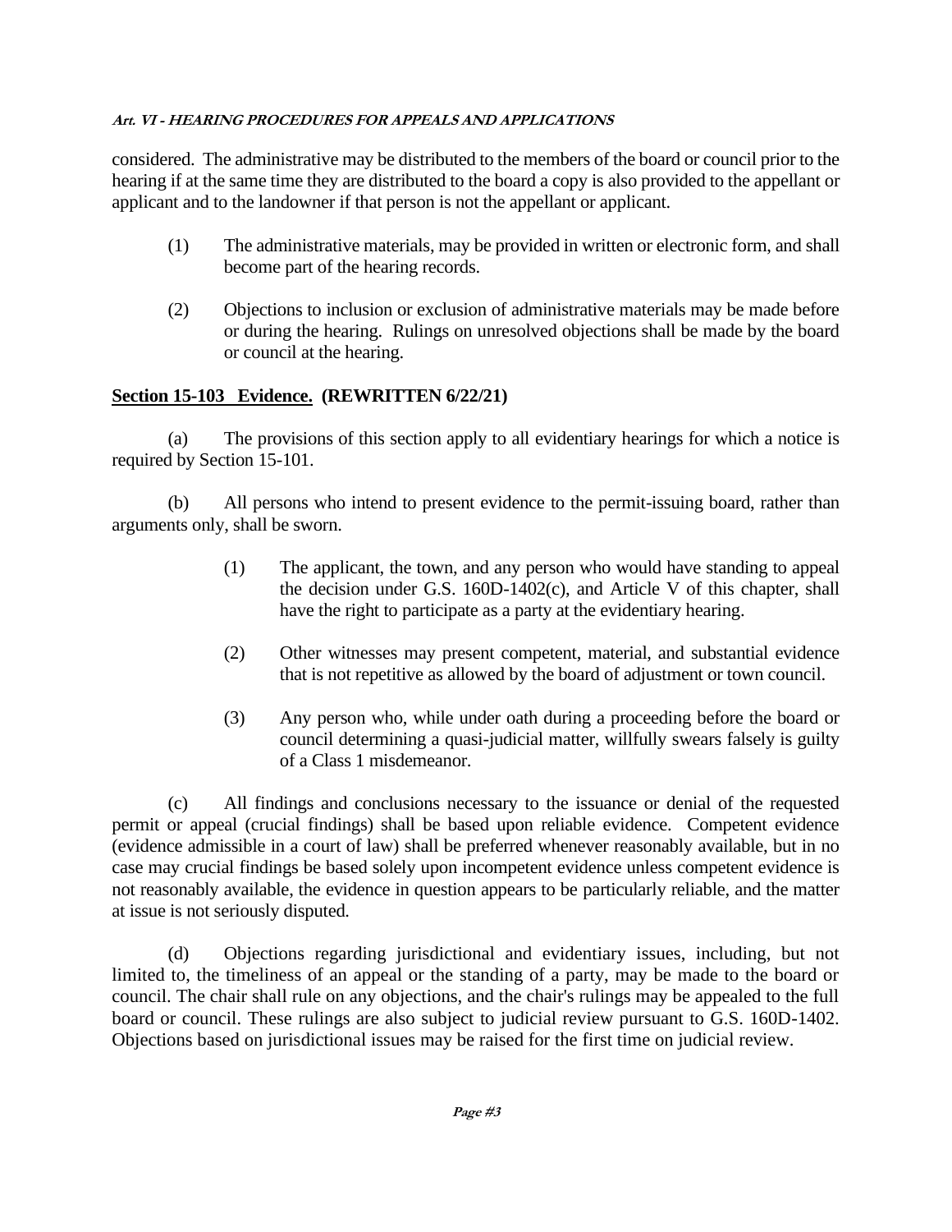considered. The administrative may be distributed to the members of the board or council prior to the hearing if at the same time they are distributed to the board a copy is also provided to the appellant or applicant and to the landowner if that person is not the appellant or applicant.

(1) The administrative materials, may be provided in written or electronic form, and shall become part of the hearing records.

(2) Objections to inclusion or exclusion of administrative materials may be made before or during the hearing. Rulings on unresolved objections shall be made by the board or council at the hearing.

**Section 15-103 Evidence. (REWRITTEN 6/22/21)**

(a) The provisions of this section apply to all evidentiary hearings for which a notice is required by Section 15-101.

(b) All persons who intend to present evidence to the permit-issuing board, rather than arguments only, shall be sworn.

(1) The applicant, the town, and any person who would have standing to appeal the decision under G.S. 160D-1402(c), and Article V of this chapter, shall have the right to participate as a party at the evidentiary hearing.

(2) Other witnesses may present competent, material, and substantial evidence that is not repetitive as allowed by the board of adjustment or town council.

(3) Any person who, while under oath during a proceeding before the board or council determining a quasi-judicial matter, willfully swears falsely is guilty of a Class 1 misdemeanor.

(c) All findings and conclusions necessary to the issuance or denial of the requested permit or appeal (crucial findings) shall be based upon reliable evidence. Competent evidence (evidence admissible in a court of law) shall be preferred whenever reasonably available, but in no case may crucial findings be based solely upon incompetent evidence unless competent evidence is not reasonably available, the evidence in question appears to be particularly reliable, and the matter at issue is not seriously disputed.

(d) Objections regarding jurisdictional and evidentiary issues, including, but not limited to, the timeliness of an appeal or the standing of a party, may be made to the board or council. The chair shall rule on any objections, and the chair's rulings may be appealed to the full board or council. These rulings are also subject to judicial review pursuant to G.S. 160D-1402. Objections based on jurisdictional issues may be raised for the first time on judicial review.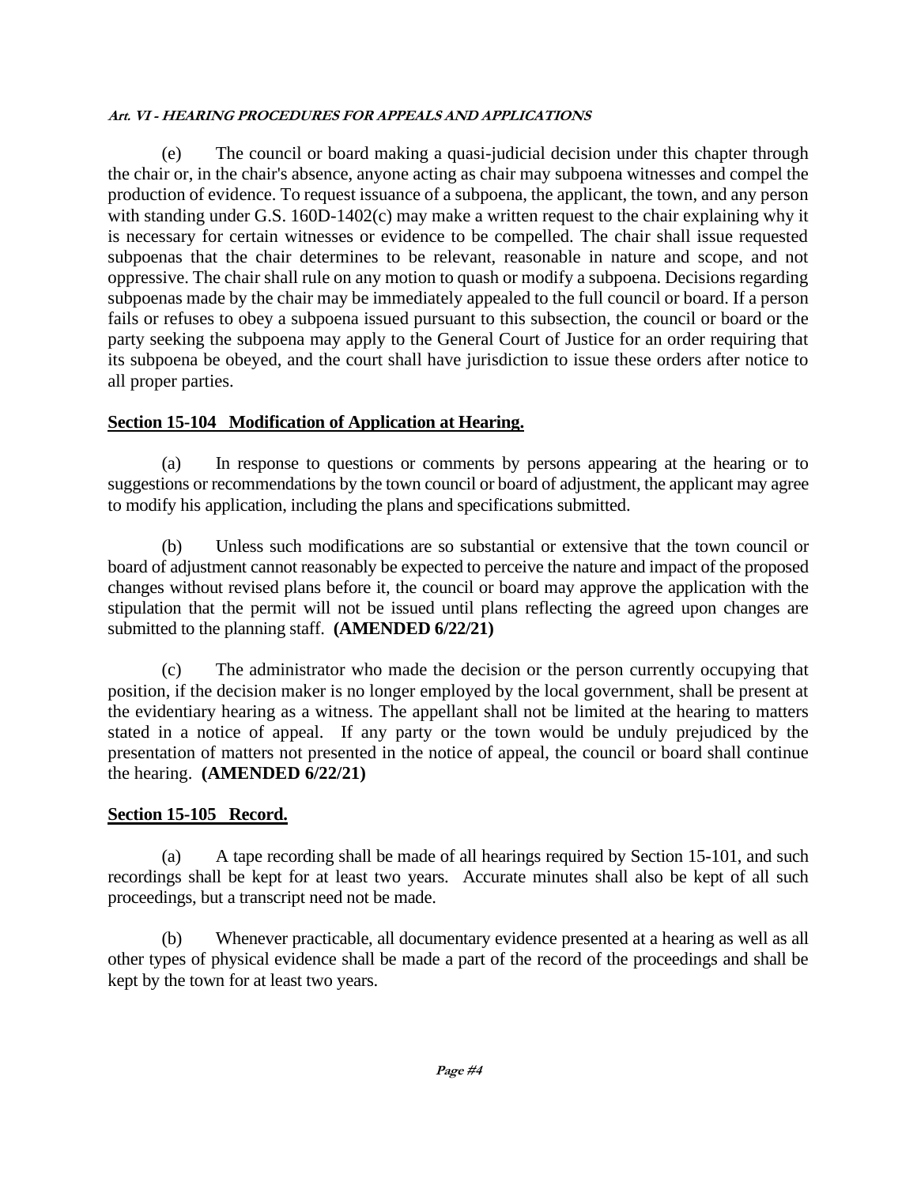(e) The council or board making a quasi-judicial decision under this chapter through the chair or, in the chair's absence, anyone acting as chair may subpoena witnesses and compel the production of evidence. To request issuance of a subpoena, the applicant, the town, and any person with standing under G.S. 160D-1402(c) may make a written request to the chair explaining why it is necessary for certain witnesses or evidence to be compelled. The chair shall issue requested subpoenas that the chair determines to be relevant, reasonable in nature and scope, and not oppressive. The chair shall rule on any motion to quash or modify a subpoena. Decisions regarding subpoenas made by the chair may be immediately appealed to the full council or board. If a person fails or refuses to obey a subpoena issued pursuant to this subsection, the council or board or the party seeking the subpoena may apply to the General Court of Justice for an order requiring that its subpoena be obeyed, and the court shall have jurisdiction to issue these orders after notice to all proper parties.

## Section 15-104 Modification of Application at Hearing.

(a) In response to questions or comments by persons appearing at the hearing or to suggestions or recommendations by the town council or board of adjustment, the applicant may agree to modify his application, including the plans and specifications submitted.

(b) Unless such modifications are so substantial or extensive that the town council or board of adjustment cannot reasonably be expected to perceive the nature and impact of the proposed changes without revised plans before it, the council or board may approve the application with the stipulation that the permit will not be issued until plans reflecting the agreed upon changes are submitted to the planning staff. **(AMENDED 6/22/21)**

(c) The administrator who made the decision or the person currently occupying that position, if the decision maker is no longer employed by the local government, shall be present at the evidentiary hearing as a witness. The appellant shall not be limited at the hearing to matters stated in a notice of appeal. If any party or the town would be unduly prejudiced by the presentation of matters not presented in the notice of appeal, the council or board shall continue the hearing. **(AMENDED 6/22/21)**

## Section 15-105 Record.

(a) A tape recording shall be made of all hearings required by Section 15-101, and such recordings shall be kept for at least two years. Accurate minutes shall also be kept of all such proceedings, but a transcript need not be made.

(b) Whenever practicable, all documentary evidence presented at a hearing as well as all other types of physical evidence shall be made a part of the record of the proceedings and shall be kept by the town for at least two years.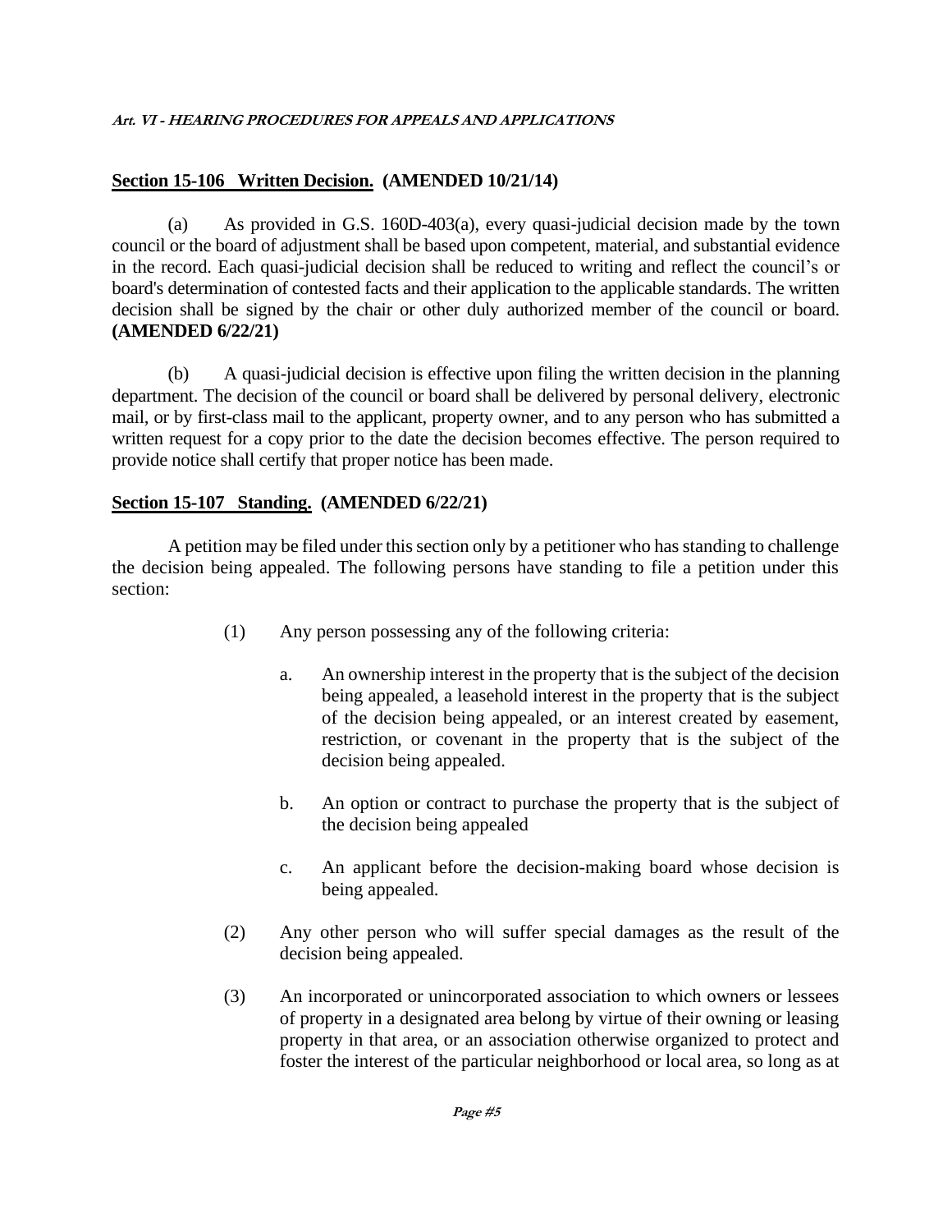## Section 15-106 Written Decision. (AMENDED 10/21/14)

(a) As provided in G.S. 160D-403(a), every quasi-judicial decision made by the town council or the board of adjustment shall be based upon competent, material, and substantial evidence in the record. Each quasi-judicial decision shall be reduced to writing and reflect the council's or board's determination of contested facts and their application to the applicable standards. The written decision shall be signed by the chair or other duly authorized member of the council or board. **(AMENDED 6/22/21)**

(b) A quasi-judicial decision is effective upon filing the written decision in the planning department. The decision of the council or board shall be delivered by personal delivery, electronic mail, or by first-class mail to the applicant, property owner, and to any person who has submitted a written request for a copy prior to the date the decision becomes effective. The person required to provide notice shall certify that proper notice has been made.

## Section 15-107 Standing. (AMENDED 6/22/21)

A petition may be filed under this section only by a petitioner who has standing to challenge the decision being appealed. The following persons have standing to file a petition under this section:

(1) Any person possessing any of the following criteria:

   a. An ownership interest in the property that is the subject of the decision being appealed, a leasehold interest in the property that is the subject of the decision being appealed, or an interest created by easement, restriction, or covenant in the property that is the subject of the decision being appealed.

   b. An option or contract to purchase the property that is the subject of the decision being appealed

   c. An applicant before the decision-making board whose decision is being appealed.

(2) Any other person who will suffer special damages as the result of the decision being appealed.

(3) An incorporated or unincorporated association to which owners or lessees of property in a designated area belong by virtue of their owning or leasing property in that area, or an association otherwise organized to protect and foster the interest of the particular neighborhood or local area, so long as at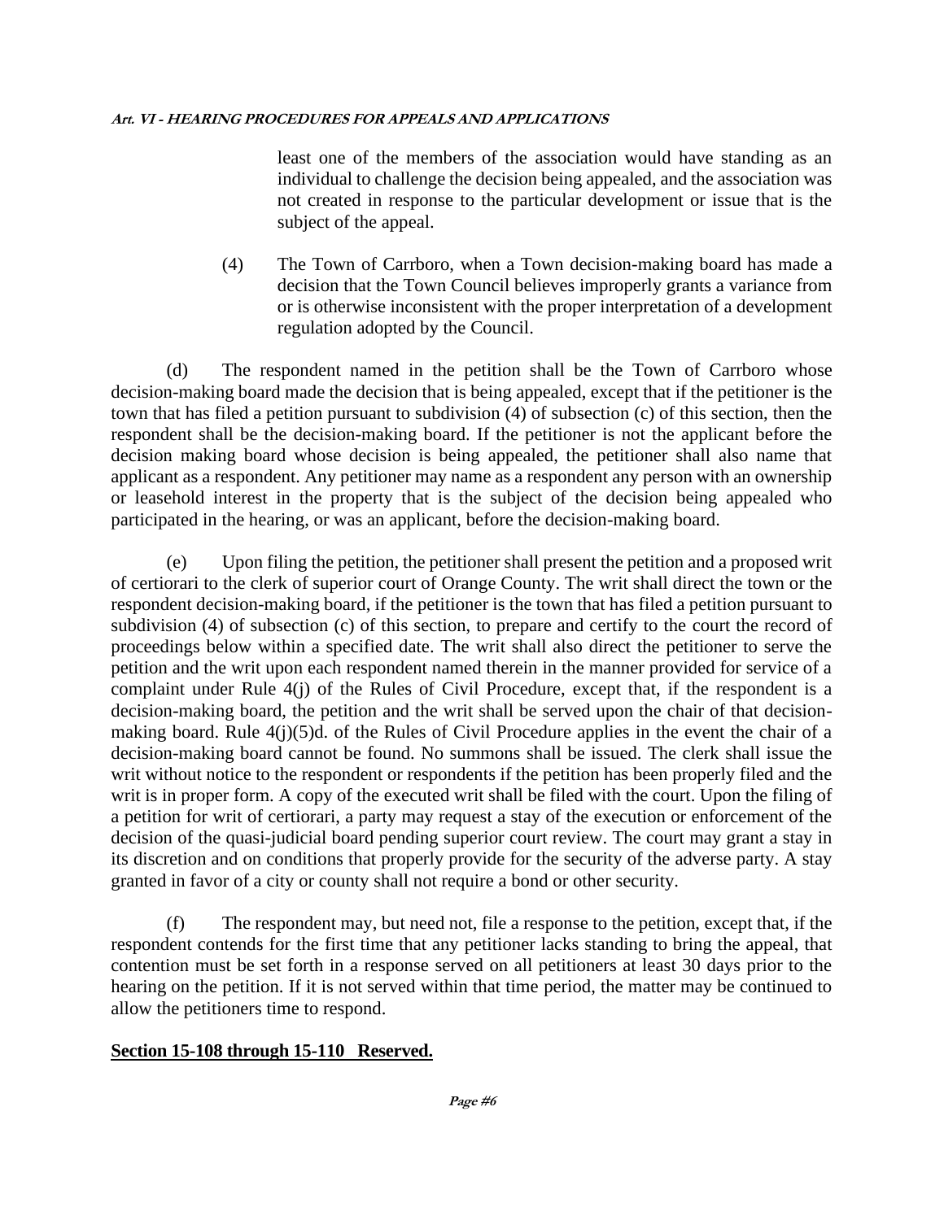least one of the members of the association would have standing as an individual to challenge the decision being appealed, and the association was not created in response to the particular development or issue that is the subject of the appeal.

(4) The Town of Carrboro, when a Town decision-making board has made a decision that the Town Council believes improperly grants a variance from or is otherwise inconsistent with the proper interpretation of a development regulation adopted by the Council.

(d) The respondent named in the petition shall be the Town of Carrboro whose decision-making board made the decision that is being appealed, except that if the petitioner is the town that has filed a petition pursuant to subdivision (4) of subsection (c) of this section, then the respondent shall be the decision-making board. If the petitioner is not the applicant before the decision making board whose decision is being appealed, the petitioner shall also name that applicant as a respondent. Any petitioner may name as a respondent any person with an ownership or leasehold interest in the property that is the subject of the decision being appealed who participated in the hearing, or was an applicant, before the decision-making board.

(e) Upon filing the petition, the petitioner shall present the petition and a proposed writ of certiorari to the clerk of superior court of Orange County. The writ shall direct the town or the respondent decision-making board, if the petitioner is the town that has filed a petition pursuant to subdivision (4) of subsection (c) of this section, to prepare and certify to the court the record of proceedings below within a specified date. The writ shall also direct the petitioner to serve the petition and the writ upon each respondent named therein in the manner provided for service of a complaint under Rule 4(j) of the Rules of Civil Procedure, except that, if the respondent is a decision-making board, the petition and the writ shall be served upon the chair of that decision-making board. Rule 4(j)(5)d. of the Rules of Civil Procedure applies in the event the chair of a decision-making board cannot be found. No summons shall be issued. The clerk shall issue the writ without notice to the respondent or respondents if the petition has been properly filed and the writ is in proper form. A copy of the executed writ shall be filed with the court. Upon the filing of a petition for writ of certiorari, a party may request a stay of the execution or enforcement of the decision of the quasi-judicial board pending superior court review. The court may grant a stay in its discretion and on conditions that properly provide for the security of the adverse party. A stay granted in favor of a city or county shall not require a bond or other security.

(f) The respondent may, but need not, file a response to the petition, except that, if the respondent contends for the first time that any petitioner lacks standing to bring the appeal, that contention must be set forth in a response served on all petitioners at least 30 days prior to the hearing on the petition. If it is not served within that time period, the matter may be continued to allow the petitioners time to respond.

**Section 15-108 through 15-110 Reserved.**